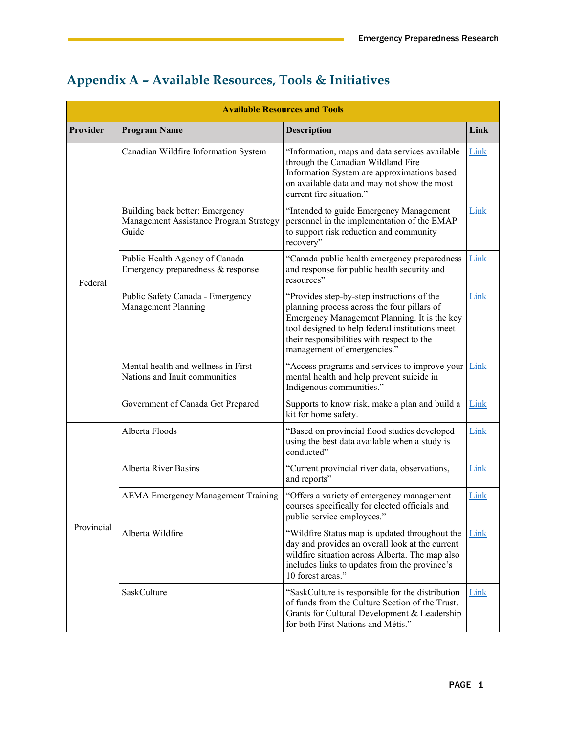## Appendix A – Available Resources, Tools & Initiatives

| Available Resources and Tools | | | |
|---|---|---|---|
| **Provider** | **Program Name** | **Description** | **Link** |
| Federal | Canadian Wildfire Information System | "Information, maps and data services available through the Canadian Wildland Fire Information System are approximations based on available data and may not show the most current fire situation." | Link |
| | Building back better: Emergency Management Assistance Program Strategy Guide | "Intended to guide Emergency Management personnel in the implementation of the EMAP to support risk reduction and community recovery" | Link |
| | Public Health Agency of Canada – Emergency preparedness & response | "Canada public health emergency preparedness and response for public health security and resources" | Link |
| | Public Safety Canada - Emergency Management Planning | "Provides step-by-step instructions of the planning process across the four pillars of Emergency Management Planning. It is the key tool designed to help federal institutions meet their responsibilities with respect to the management of emergencies." | Link |
| | Mental health and wellness in First Nations and Inuit communities | "Access programs and services to improve your mental health and help prevent suicide in Indigenous communities." | Link |
| | Government of Canada Get Prepared | Supports to know risk, make a plan and build a kit for home safety. | Link |
| Provincial | Alberta Floods | "Based on provincial flood studies developed using the best data available when a study is conducted" | Link |
| | Alberta River Basins | "Current provincial river data, observations, and reports" | Link |
| | AEMA Emergency Management Training | "Offers a variety of emergency management courses specifically for elected officials and public service employees." | Link |
| | Alberta Wildfire | "Wildfire Status map is updated throughout the day and provides an overall look at the current wildfire situation across Alberta. The map also includes links to updates from the province's 10 forest areas." | Link |
| | SaskCulture | "SaskCulture is responsible for the distribution of funds from the Culture Section of the Trust. Grants for Cultural Development & Leadership for both First Nations and Métis." | Link |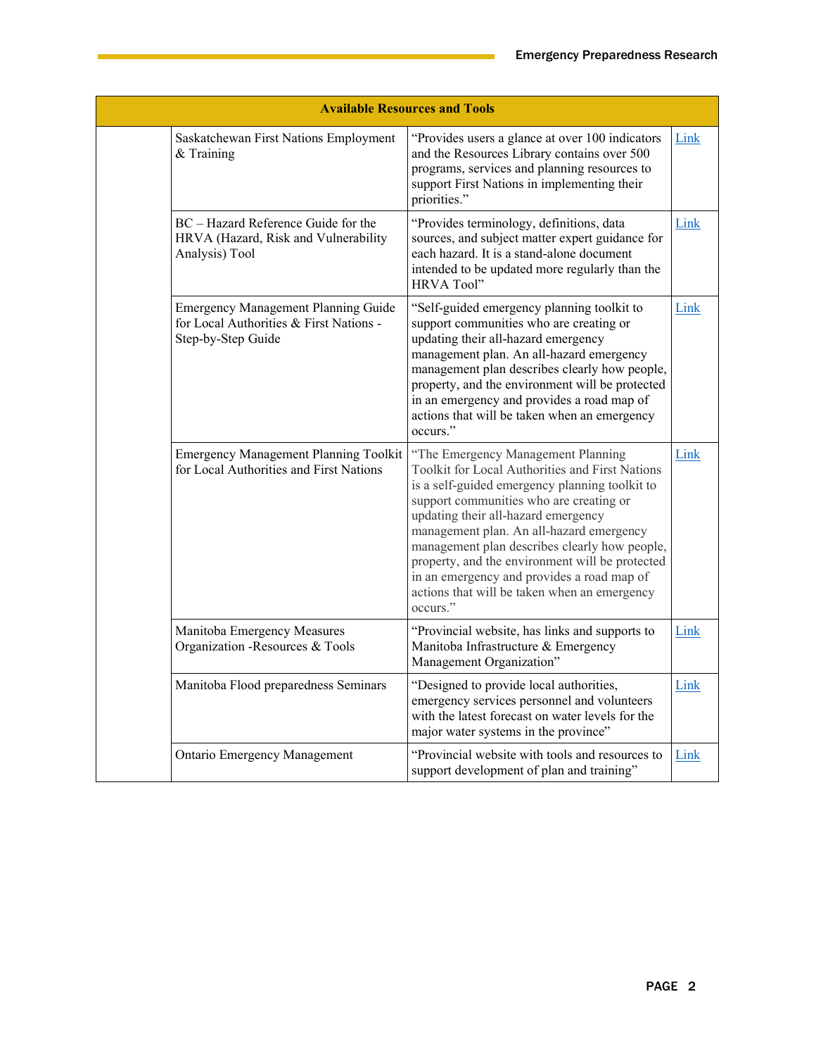| Available Resources and Tools | | | |
|---|---|---|---|
| | Saskatchewan First Nations Employment & Training | "Provides users a glance at over 100 indicators and the Resources Library contains over 500 programs, services and planning resources to support First Nations in implementing their priorities." | Link |
| | BC – Hazard Reference Guide for the HRVA (Hazard, Risk and Vulnerability Analysis) Tool | "Provides terminology, definitions, data sources, and subject matter expert guidance for each hazard. It is a stand-alone document intended to be updated more regularly than the HRVA Tool" | Link |
| | Emergency Management Planning Guide for Local Authorities & First Nations - Step-by-Step Guide | "Self-guided emergency planning toolkit to support communities who are creating or updating their all-hazard emergency management plan. An all-hazard emergency management plan describes clearly how people, property, and the environment will be protected in an emergency and provides a road map of actions that will be taken when an emergency occurs." | Link |
| | Emergency Management Planning Toolkit for Local Authorities and First Nations | "The Emergency Management Planning Toolkit for Local Authorities and First Nations is a self-guided emergency planning toolkit to support communities who are creating or updating their all-hazard emergency management plan. An all-hazard emergency management plan describes clearly how people, property, and the environment will be protected in an emergency and provides a road map of actions that will be taken when an emergency occurs." | Link |
| | Manitoba Emergency Measures Organization -Resources & Tools | "Provincial website, has links and supports to Manitoba Infrastructure & Emergency Management Organization" | Link |
| | Manitoba Flood preparedness Seminars | "Designed to provide local authorities, emergency services personnel and volunteers with the latest forecast on water levels for the major water systems in the province" | Link |
| | Ontario Emergency Management | "Provincial website with tools and resources to support development of plan and training" | Link |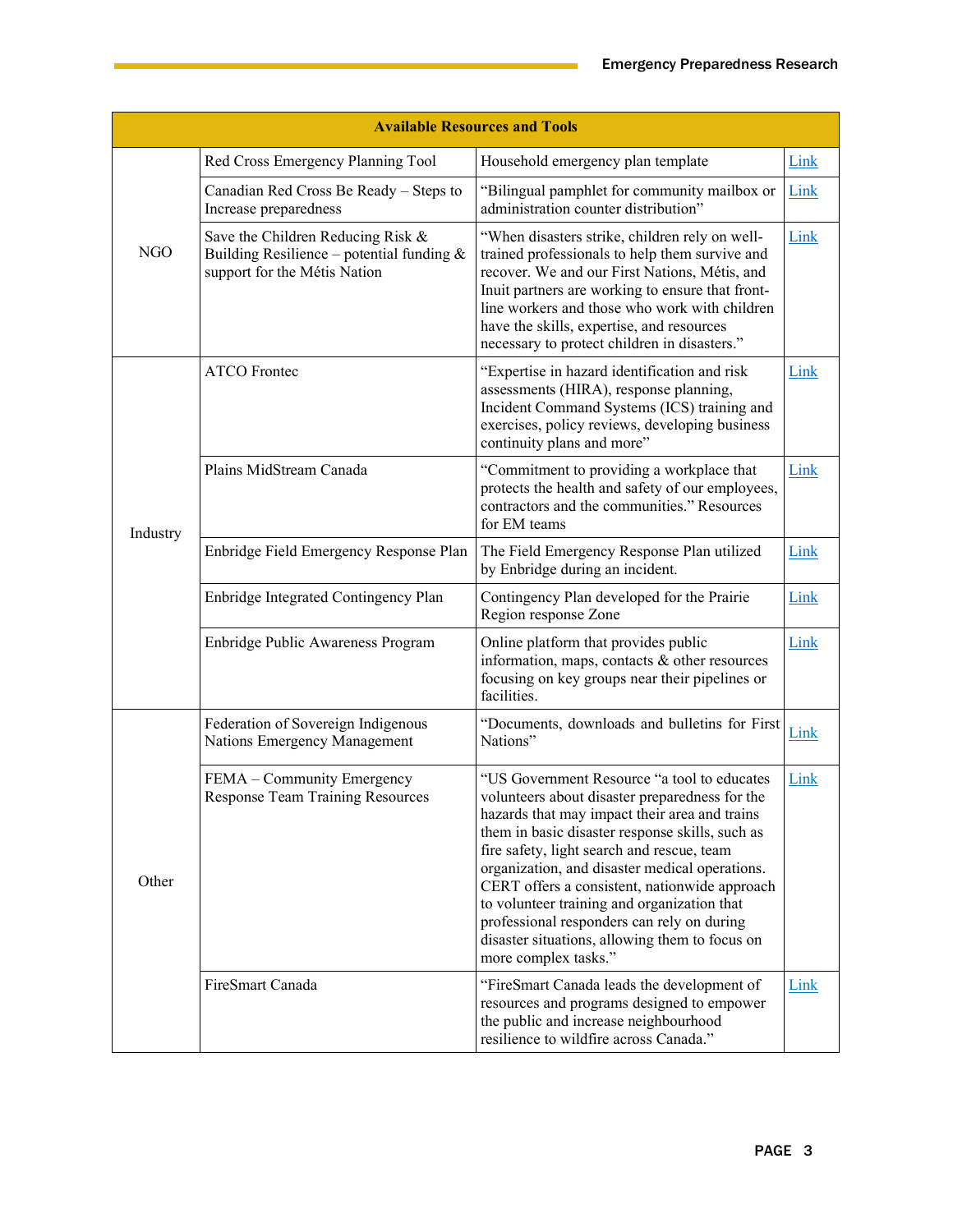| Available Resources and Tools | | | |
|---|---|---|---|
| NGO | Red Cross Emergency Planning Tool | Household emergency plan template | Link |
| | Canadian Red Cross Be Ready – Steps to Increase preparedness | "Bilingual pamphlet for community mailbox or administration counter distribution" | Link |
| | Save the Children Reducing Risk & Building Resilience – potential funding & support for the Métis Nation | "When disasters strike, children rely on well-trained professionals to help them survive and recover. We and our First Nations, Métis, and Inuit partners are working to ensure that front-line workers and those who work with children have the skills, expertise, and resources necessary to protect children in disasters." | Link |
| Industry | ATCO Frontec | "Expertise in hazard identification and risk assessments (HIRA), response planning, Incident Command Systems (ICS) training and exercises, policy reviews, developing business continuity plans and more" | Link |
| | Plains MidStream Canada | "Commitment to providing a workplace that protects the health and safety of our employees, contractors and the communities." Resources for EM teams | Link |
| | Enbridge Field Emergency Response Plan | The Field Emergency Response Plan utilized by Enbridge during an incident. | Link |
| | Enbridge Integrated Contingency Plan | Contingency Plan developed for the Prairie Region response Zone | Link |
| | Enbridge Public Awareness Program | Online platform that provides public information, maps, contacts & other resources focusing on key groups near their pipelines or facilities. | Link |
| Other | Federation of Sovereign Indigenous Nations Emergency Management | "Documents, downloads and bulletins for First Nations" | Link |
| | FEMA – Community Emergency Response Team Training Resources | "US Government Resource "a tool to educates volunteers about disaster preparedness for the hazards that may impact their area and trains them in basic disaster response skills, such as fire safety, light search and rescue, team organization, and disaster medical operations. CERT offers a consistent, nationwide approach to volunteer training and organization that professional responders can rely on during disaster situations, allowing them to focus on more complex tasks." | Link |
| | FireSmart Canada | "FireSmart Canada leads the development of resources and programs designed to empower the public and increase neighbourhood resilience to wildfire across Canada." | Link |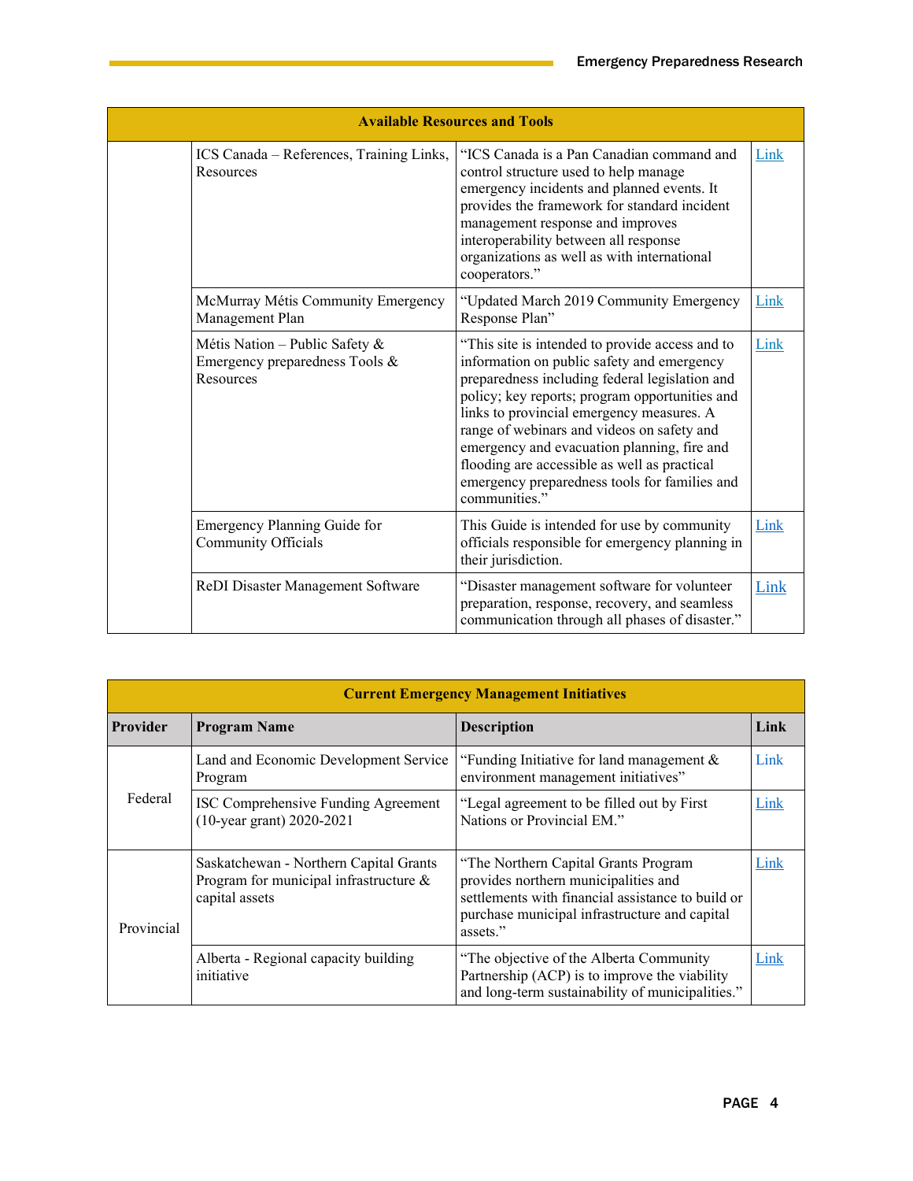| Available Resources and Tools | | | |
|---|---|---|---|
| | ICS Canada – References, Training Links, Resources | "ICS Canada is a Pan Canadian command and control structure used to help manage emergency incidents and planned events. It provides the framework for standard incident management response and improves interoperability between all response organizations as well as with international cooperators." | Link |
| | McMurray Métis Community Emergency Management Plan | "Updated March 2019 Community Emergency Response Plan" | Link |
| | Métis Nation – Public Safety & Emergency preparedness Tools & Resources | "This site is intended to provide access and to information on public safety and emergency preparedness including federal legislation and policy; key reports; program opportunities and links to provincial emergency measures. A range of webinars and videos on safety and emergency and evacuation planning, fire and flooding are accessible as well as practical emergency preparedness tools for families and communities." | Link |
| | Emergency Planning Guide for Community Officials | This Guide is intended for use by community officials responsible for emergency planning in their jurisdiction. | Link |
| | ReDI Disaster Management Software | "Disaster management software for volunteer preparation, response, recovery, and seamless communication through all phases of disaster." | Link |

| Current Emergency Management Initiatives | | | |
|---|---|---|---|
| **Provider** | **Program Name** | **Description** | **Link** |
| Federal | Land and Economic Development Service Program | "Funding Initiative for land management & environment management initiatives" | Link |
| | ISC Comprehensive Funding Agreement (10-year grant) 2020-2021 | "Legal agreement to be filled out by First Nations or Provincial EM." | Link |
| Provincial | Saskatchewan - Northern Capital Grants Program for municipal infrastructure & capital assets | "The Northern Capital Grants Program provides northern municipalities and settlements with financial assistance to build or purchase municipal infrastructure and capital assets." | Link |
| | Alberta - Regional capacity building initiative | "The objective of the Alberta Community Partnership (ACP) is to improve the viability and long-term sustainability of municipalities." | Link |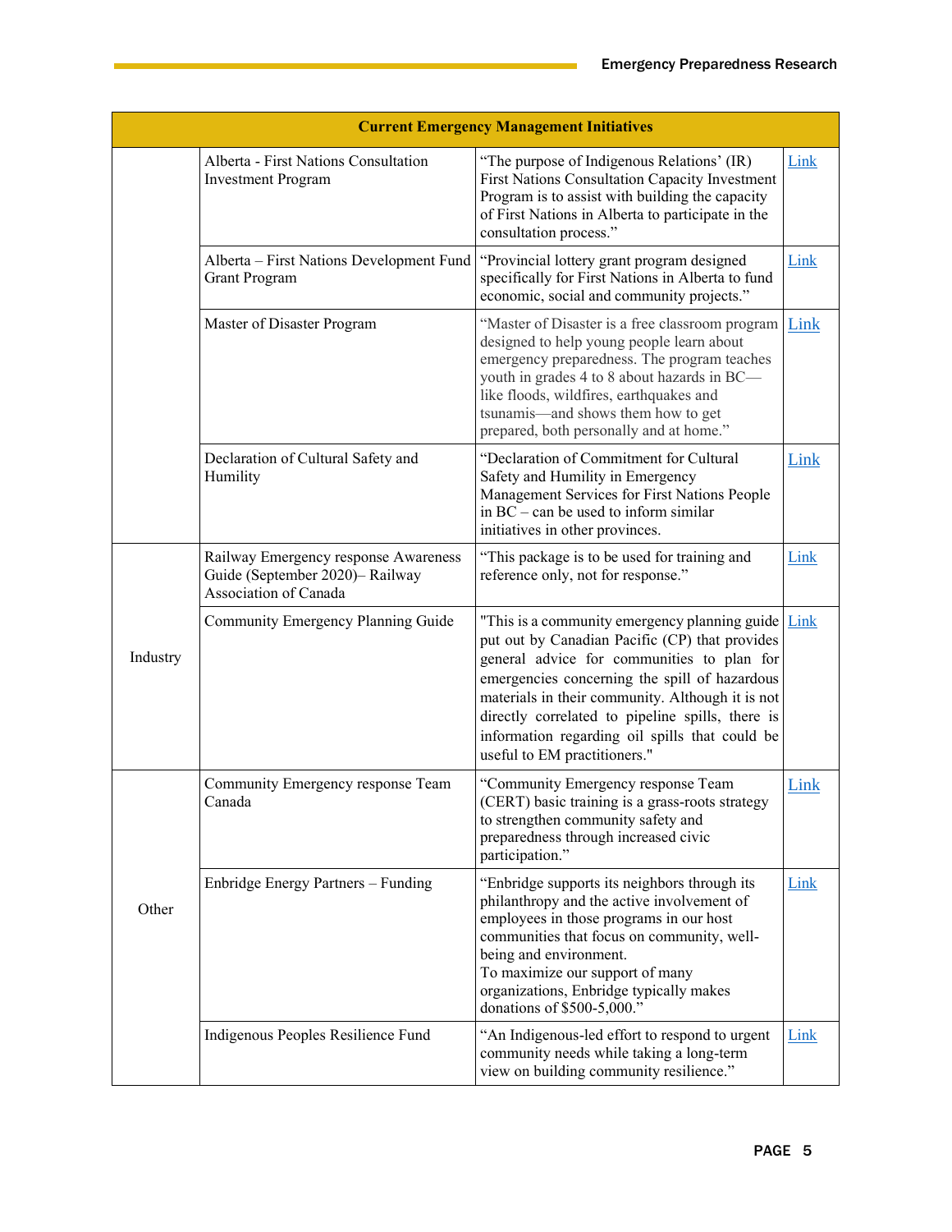| Current Emergency Management Initiatives | | | |
|---|---|---|---|
| | Alberta - First Nations Consultation Investment Program | "The purpose of Indigenous Relations' (IR) First Nations Consultation Capacity Investment Program is to assist with building the capacity of First Nations in Alberta to participate in the consultation process." | Link |
| | Alberta – First Nations Development Fund Grant Program | "Provincial lottery grant program designed specifically for First Nations in Alberta to fund economic, social and community projects." | Link |
| | Master of Disaster Program | "Master of Disaster is a free classroom program designed to help young people learn about emergency preparedness. The program teaches youth in grades 4 to 8 about hazards in BC—like floods, wildfires, earthquakes and tsunamis—and shows them how to get prepared, both personally and at home." | Link |
| | Declaration of Cultural Safety and Humility | "Declaration of Commitment for Cultural Safety and Humility in Emergency Management Services for First Nations People in BC – can be used to inform similar initiatives in other provinces. | Link |
| Industry | Railway Emergency response Awareness Guide (September 2020)– Railway Association of Canada | "This package is to be used for training and reference only, not for response." | Link |
| | Community Emergency Planning Guide | "This is a community emergency planning guide put out by Canadian Pacific (CP) that provides general advice for communities to plan for emergencies concerning the spill of hazardous materials in their community. Although it is not directly correlated to pipeline spills, there is information regarding oil spills that could be useful to EM practitioners." | Link |
| Other | Community Emergency response Team Canada | "Community Emergency response Team (CERT) basic training is a grass-roots strategy to strengthen community safety and preparedness through increased civic participation." | Link |
| | Enbridge Energy Partners – Funding | "Enbridge supports its neighbors through its philanthropy and the active involvement of employees in those programs in our host communities that focus on community, well-being and environment. To maximize our support of many organizations, Enbridge typically makes donations of $500-5,000." | Link |
| | Indigenous Peoples Resilience Fund | "An Indigenous-led effort to respond to urgent community needs while taking a long-term view on building community resilience." | Link |